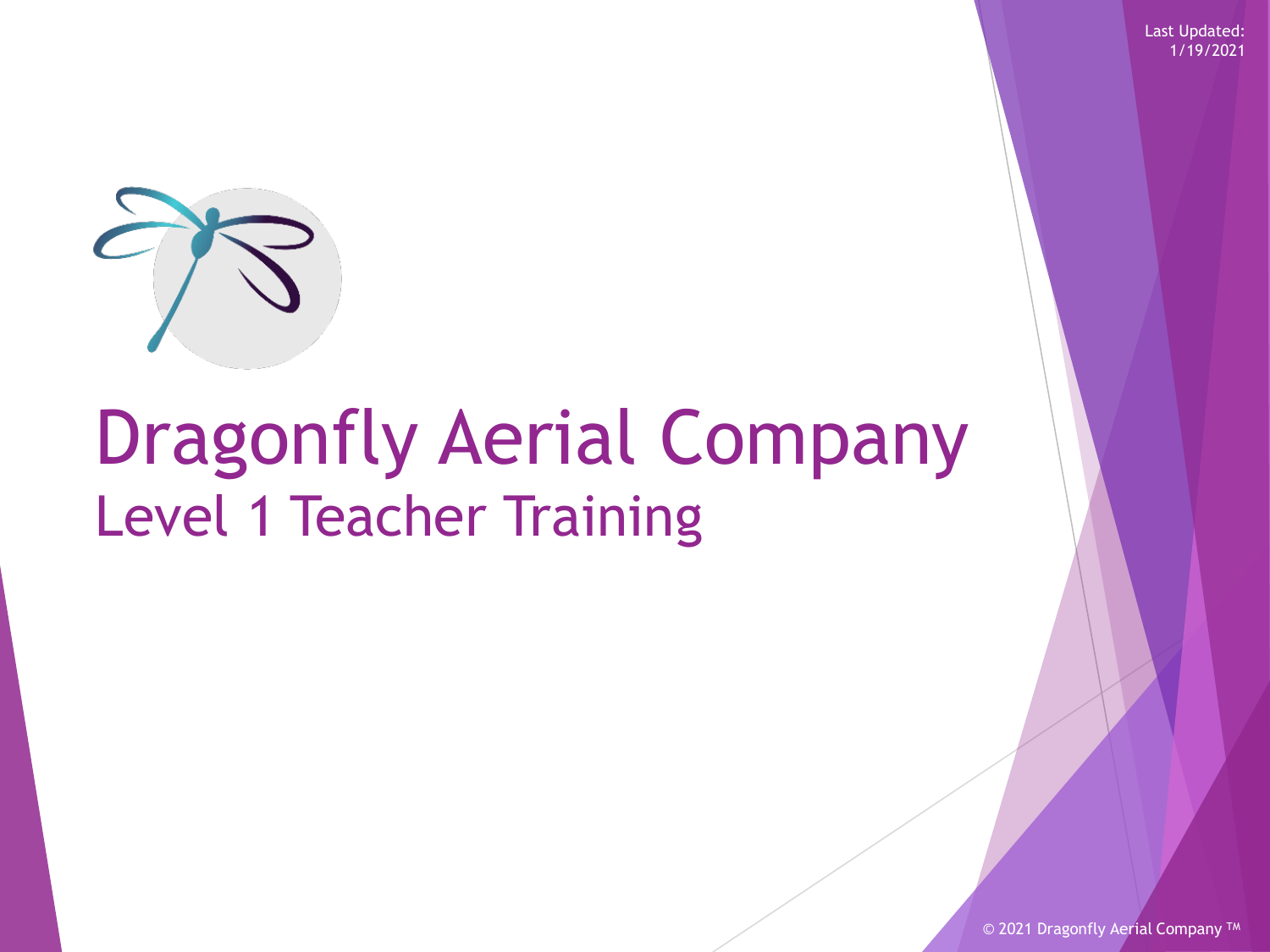Last Updated: 1/19/2021

# Dragonfly Aerial Company

## Level 1 Teacher Training

© 2021 Dragonfly Aerial Company ™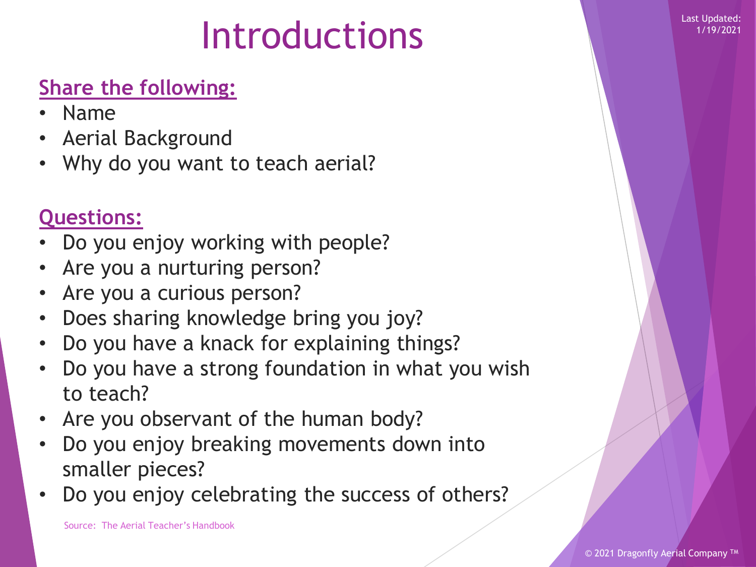# Introductions

**Share the following:**

- Name
- Aerial Background
- Why do you want to teach aerial?

**Questions:**

- Do you enjoy working with people?
- Are you a nurturing person?
- Are you a curious person?
- Does sharing knowledge bring you joy?
- Do you have a knack for explaining things?
- Do you have a strong foundation in what you wish to teach?
- Are you observant of the human body?
- Do you enjoy breaking movements down into smaller pieces?
- Do you enjoy celebrating the success of others?

Source: The Aerial Teacher's Handbook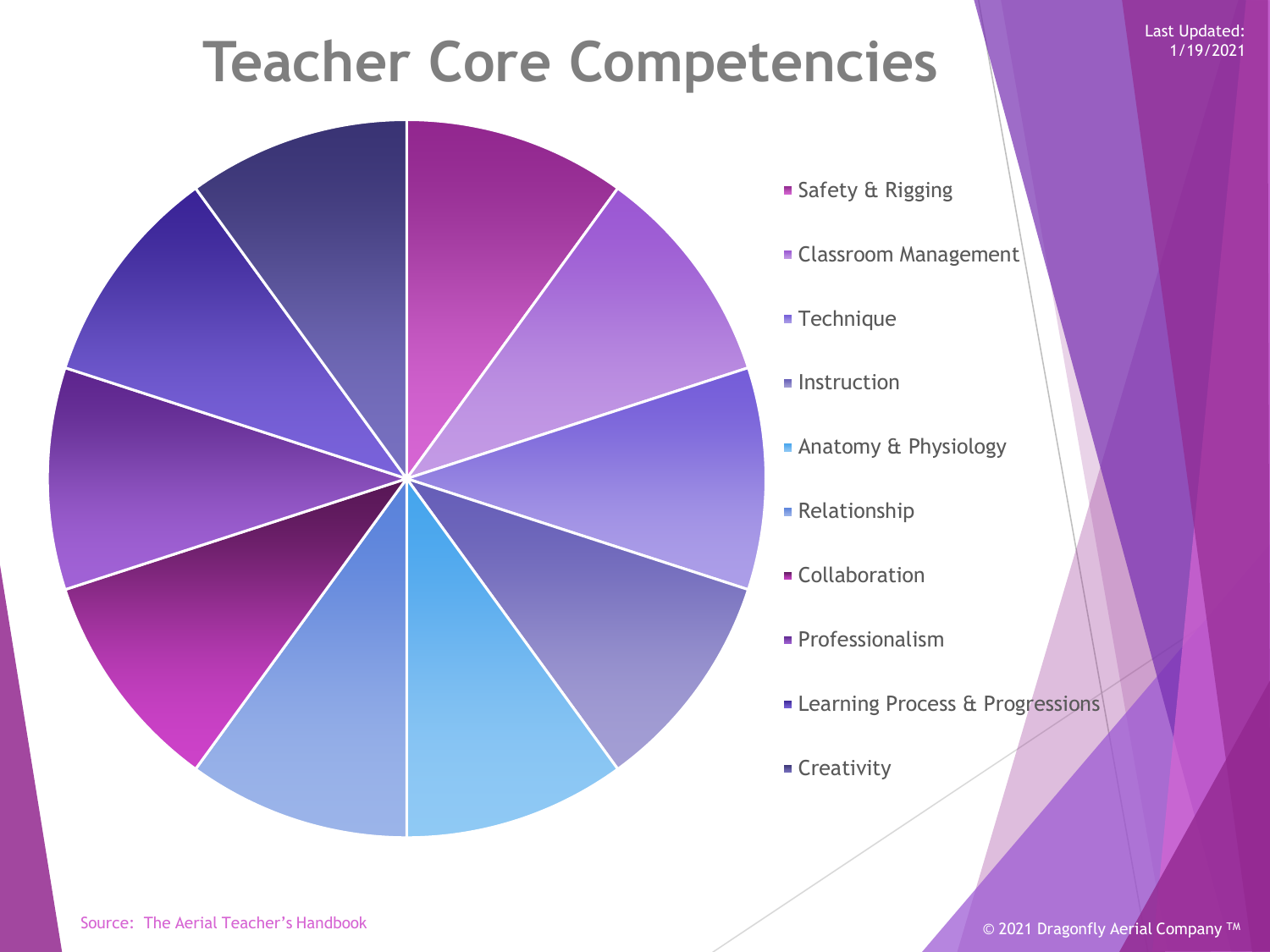Last Updated: 1/19/2021

# Teacher Core Competencies

- Safety & Rigging
- Classroom Management
- Technique
- Instruction
- Anatomy & Physiology
- Relationship
- Collaboration
- Professionalism
- Learning Process & Progressions
- Creativity

Source: The Aerial Teacher's Handbook

© 2021 Dragonfly Aerial Company ™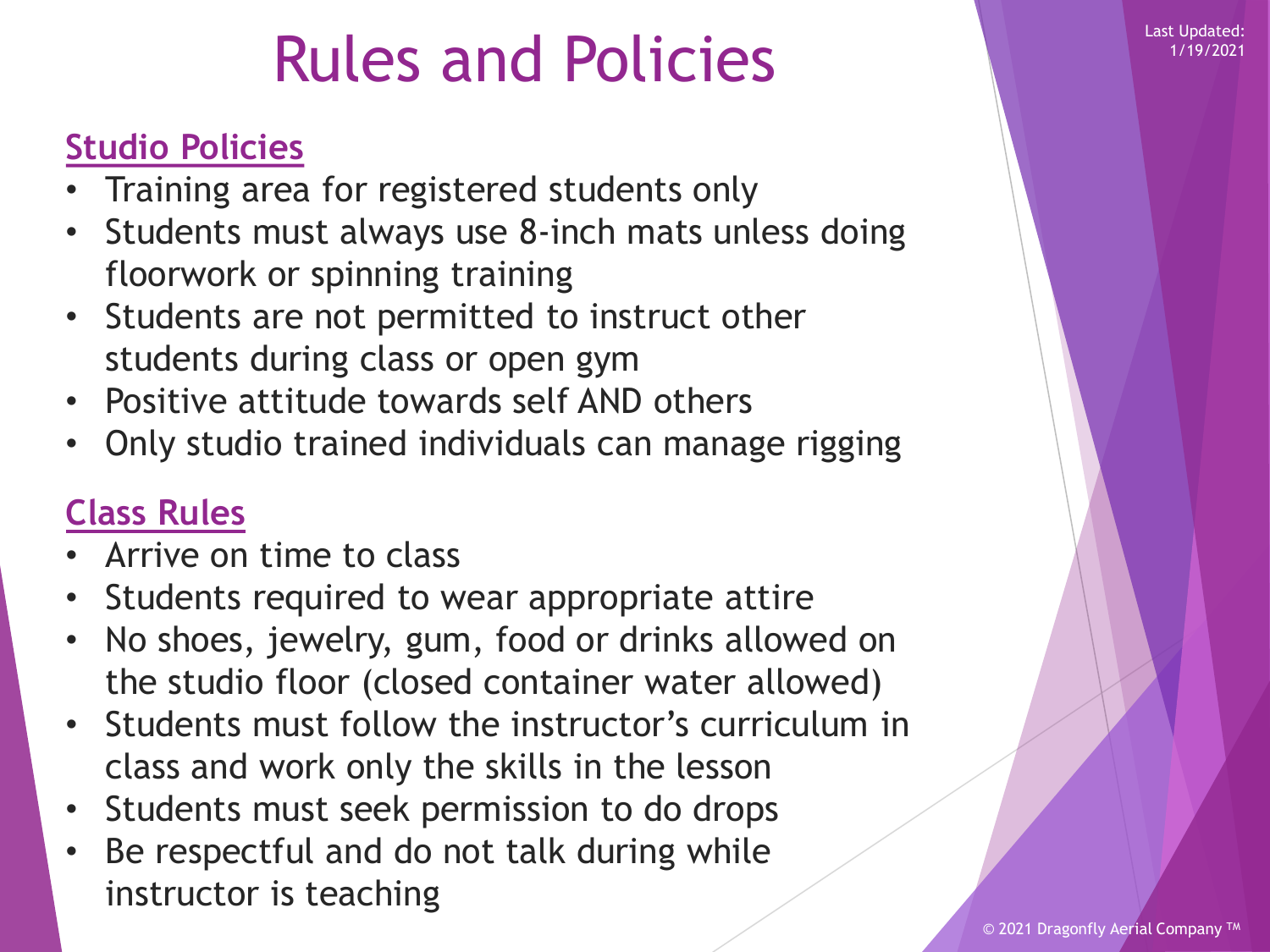# Rules and Policies

Last Updated: 1/19/2021

## Studio Policies

- Training area for registered students only
- Students must always use 8-inch mats unless doing floorwork or spinning training
- Students are not permitted to instruct other students during class or open gym
- Positive attitude towards self AND others
- Only studio trained individuals can manage rigging

## Class Rules

- Arrive on time to class
- Students required to wear appropriate attire
- No shoes, jewelry, gum, food or drinks allowed on the studio floor (closed container water allowed)
- Students must follow the instructor's curriculum in class and work only the skills in the lesson
- Students must seek permission to do drops
- Be respectful and do not talk during while instructor is teaching

© 2021 Dragonfly Aerial Company ™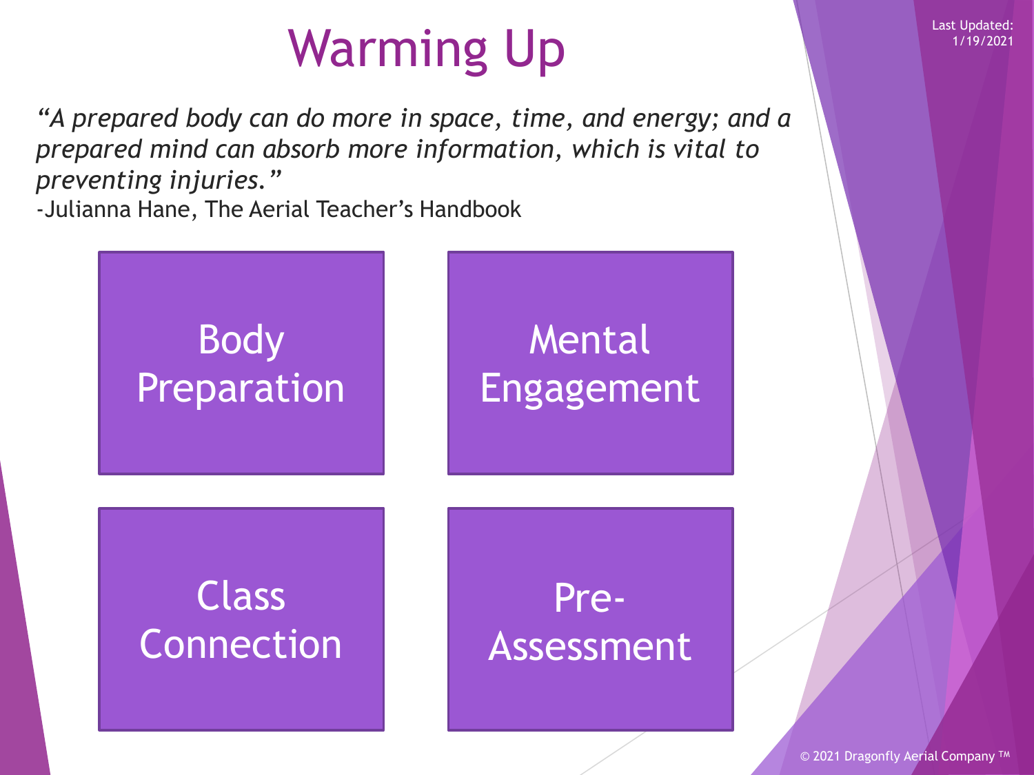# Warming Up

*"A prepared body can do more in space, time, and energy; and a prepared mind can absorb more information, which is vital to preventing injuries."*
-Julianna Hane, The Aerial Teacher's Handbook

- Body Preparation
- Mental Engagement
- Class Connection
- Pre-Assessment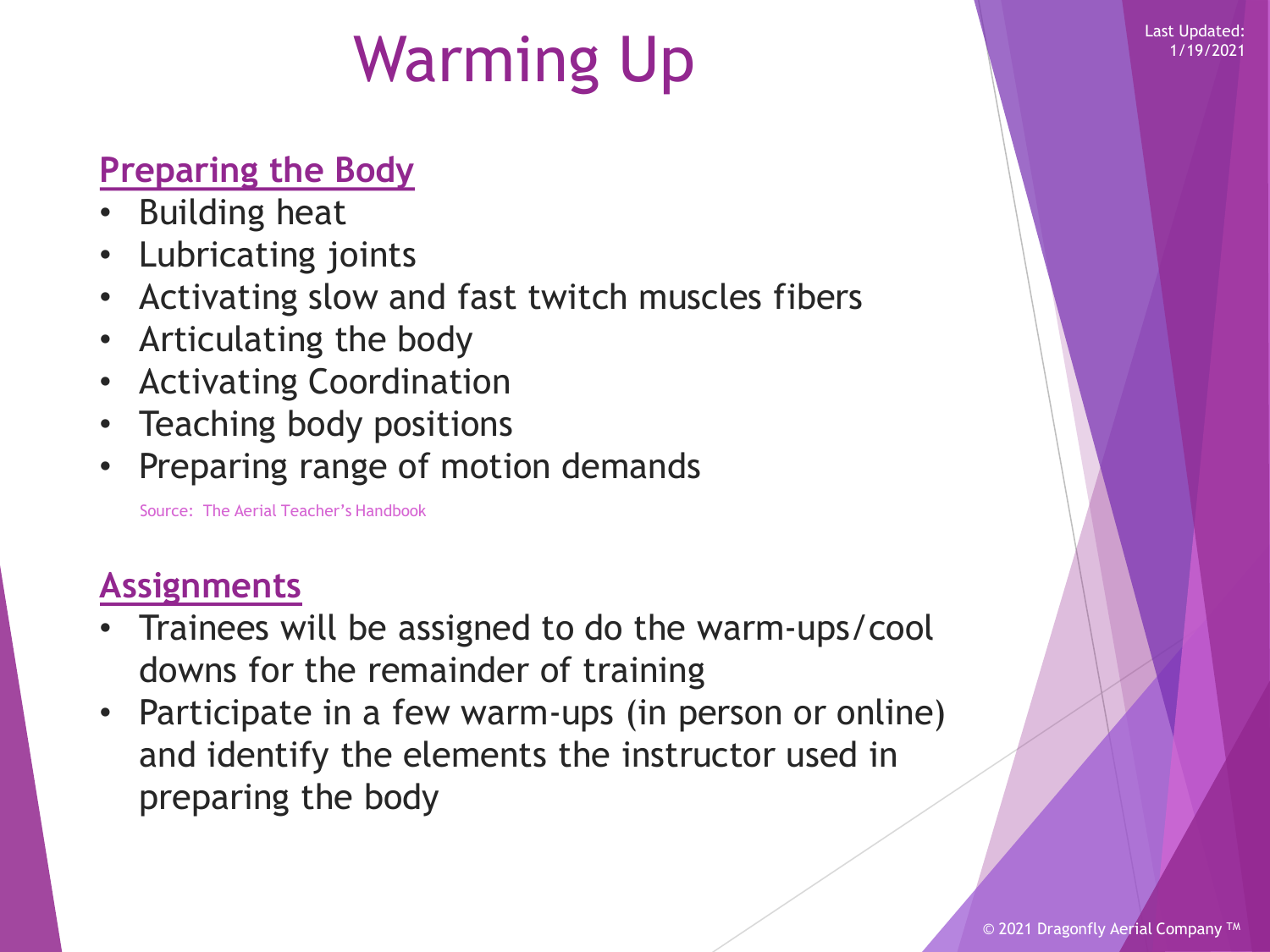# Warming Up

## Preparing the Body

- Building heat
- Lubricating joints
- Activating slow and fast twitch muscles fibers
- Articulating the body
- Activating Coordination
- Teaching body positions
- Preparing range of motion demands

Source: The Aerial Teacher's Handbook

## Assignments

- Trainees will be assigned to do the warm-ups/cool downs for the remainder of training
- Participate in a few warm-ups (in person or online) and identify the elements the instructor used in preparing the body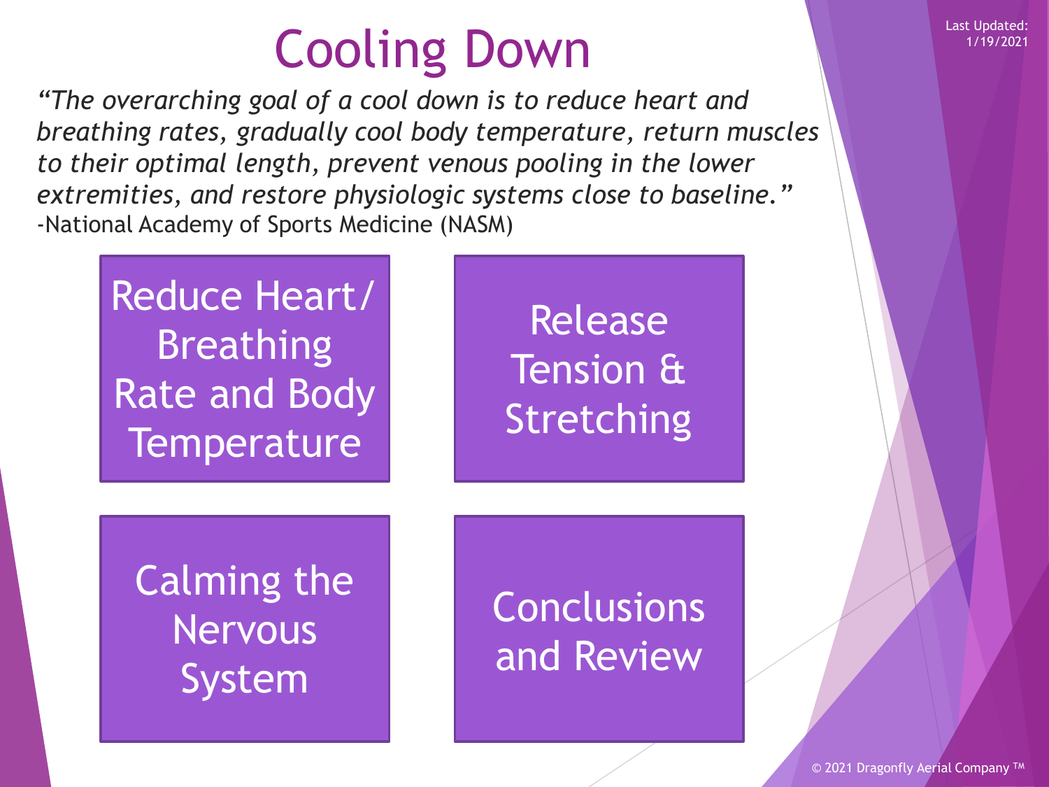# Cooling Down

*"The overarching goal of a cool down is to reduce heart and breathing rates, gradually cool body temperature, return muscles to their optimal length, prevent venous pooling in the lower extremities, and restore physiologic systems close to baseline."*
-National Academy of Sports Medicine (NASM)

- Reduce Heart/ Breathing Rate and Body Temperature
- Release Tension & Stretching
- Calming the Nervous System
- Conclusions and Review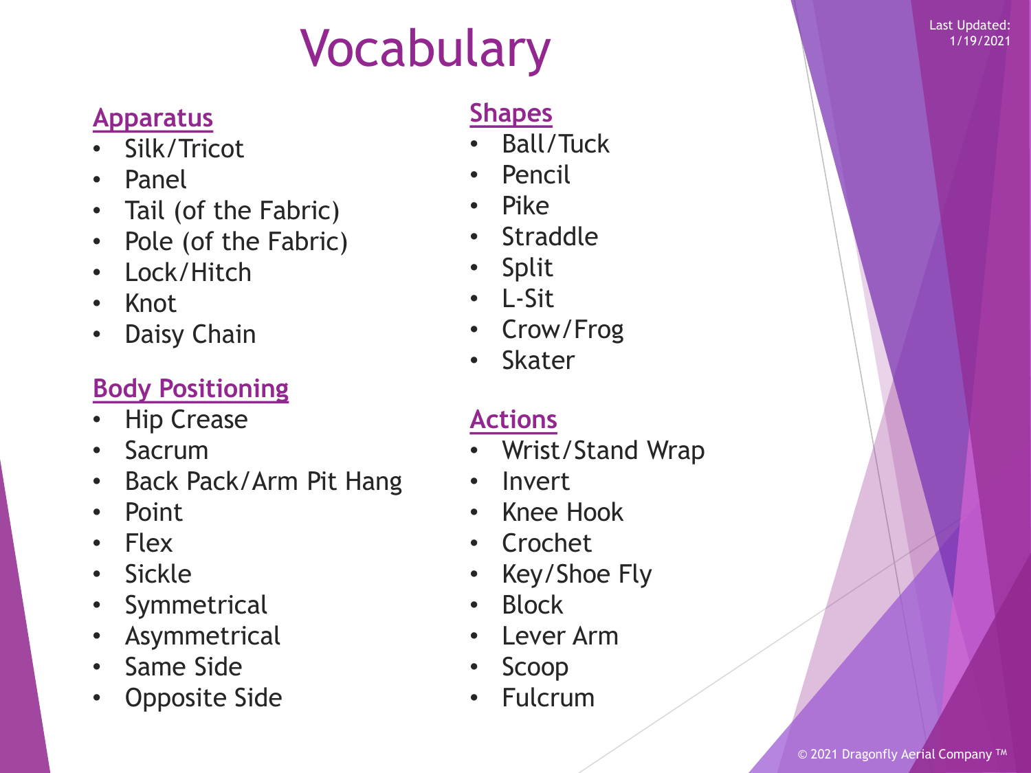# Vocabulary

Last Updated: 1/19/2021

## Apparatus

- Silk/Tricot
- Panel
- Tail (of the Fabric)
- Pole (of the Fabric)
- Lock/Hitch
- Knot
- Daisy Chain

## Body Positioning

- Hip Crease
- Sacrum
- Back Pack/Arm Pit Hang
- Point
- Flex
- Sickle
- Symmetrical
- Asymmetrical
- Same Side
- Opposite Side

## Shapes

- Ball/Tuck
- Pencil
- Pike
- Straddle
- Split
- L-Sit
- Crow/Frog
- Skater

## Actions

- Wrist/Stand Wrap
- Invert
- Knee Hook
- Crochet
- Key/Shoe Fly
- Block
- Lever Arm
- Scoop
- Fulcrum

© 2021 Dragonfly Aerial Company ™